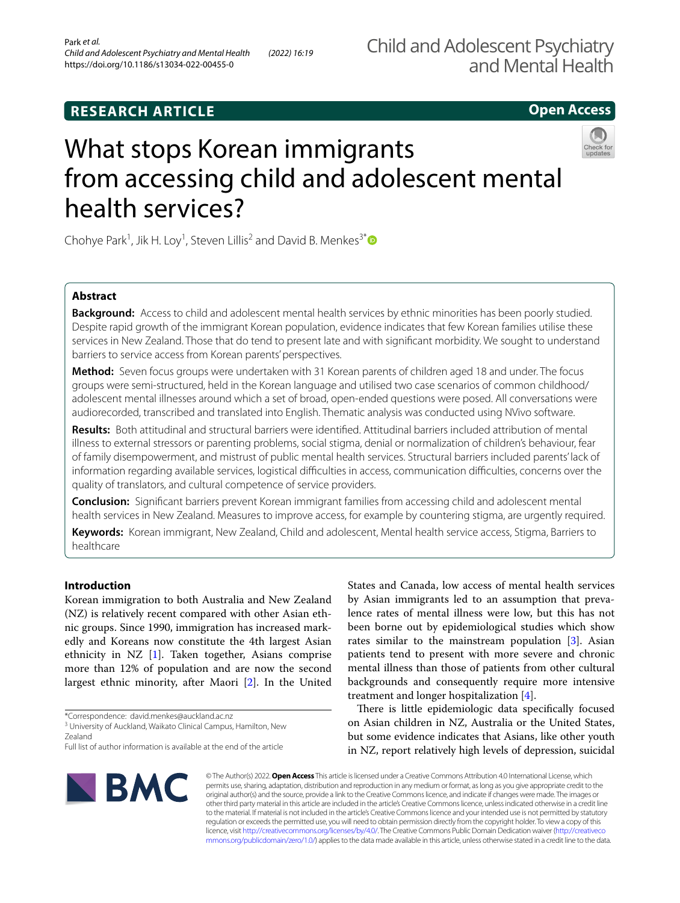RESEARCH ARTICLE

Open Access

# What stops Korean immigrants from accessing child and adolescent mental health services?

Chohye Park[1], Jik H. Loy[1], Steven Lillis[2] and David B. Menkes[3*]

## Abstract

**Background:** Access to child and adolescent mental health services by ethnic minorities has been poorly studied. Despite rapid growth of the immigrant Korean population, evidence indicates that few Korean families utilise these services in New Zealand. Those that do tend to present late and with significant morbidity. We sought to understand barriers to service access from Korean parents' perspectives.

**Method:** Seven focus groups were undertaken with 31 Korean parents of children aged 18 and under. The focus groups were semi-structured, held in the Korean language and utilised two case scenarios of common childhood/adolescent mental illnesses around which a set of broad, open-ended questions were posed. All conversations were audiorecorded, transcribed and translated into English. Thematic analysis was conducted using NVivo software.

**Results:** Both attitudinal and structural barriers were identified. Attitudinal barriers included attribution of mental illness to external stressors or parenting problems, social stigma, denial or normalization of children's behaviour, fear of family disempowerment, and mistrust of public mental health services. Structural barriers included parents' lack of information regarding available services, logistical difficulties in access, communication difficulties, concerns over the quality of translators, and cultural competence of service providers.

**Conclusion:** Significant barriers prevent Korean immigrant families from accessing child and adolescent mental health services in New Zealand. Measures to improve access, for example by countering stigma, are urgently required.

**Keywords:** Korean immigrant, New Zealand, Child and adolescent, Mental health service access, Stigma, Barriers to healthcare

## Introduction

Korean immigration to both Australia and New Zealand (NZ) is relatively recent compared with other Asian ethnic groups. Since 1990, immigration has increased markedly and Koreans now constitute the 4th largest Asian ethnicity in NZ [1]. Taken together, Asians comprise more than 12% of population and are now the second largest ethnic minority, after Maori [2]. In the United States and Canada, low access of mental health services by Asian immigrants led to an assumption that prevalence rates of mental illness were low, but this has not been borne out by epidemiological studies which show rates similar to the mainstream population [3]. Asian patients tend to present with more severe and chronic mental illness than those of patients from other cultural backgrounds and consequently require more intensive treatment and longer hospitalization [4].

There is little epidemiologic data specifically focused on Asian children in NZ, Australia or the United States, but some evidence indicates that Asians, like other youth in NZ, report relatively high levels of depression, suicidal

*Correspondence: david.menkes@auckland.ac.nz

[3] University of Auckland, Waikato Clinical Campus, Hamilton, New Zealand

Full list of author information is available at the end of the article

© The Author(s) 2022. **Open Access** This article is licensed under a Creative Commons Attribution 4.0 International License, which permits use, sharing, adaptation, distribution and reproduction in any medium or format, as long as you give appropriate credit to the original author(s) and the source, provide a link to the Creative Commons licence, and indicate if changes were made. The images or other third party material in this article are included in the article's Creative Commons licence, unless indicated otherwise in a credit line to the material. If material is not included in the article's Creative Commons licence and your intended use is not permitted by statutory regulation or exceeds the permitted use, you will need to obtain permission directly from the copyright holder. To view a copy of this licence, visit http://creativecommons.org/licenses/by/4.0/. The Creative Commons Public Domain Dedication waiver (http://creativecommons.org/publicdomain/zero/1.0/) applies to the data made available in this article, unless otherwise stated in a credit line to the data.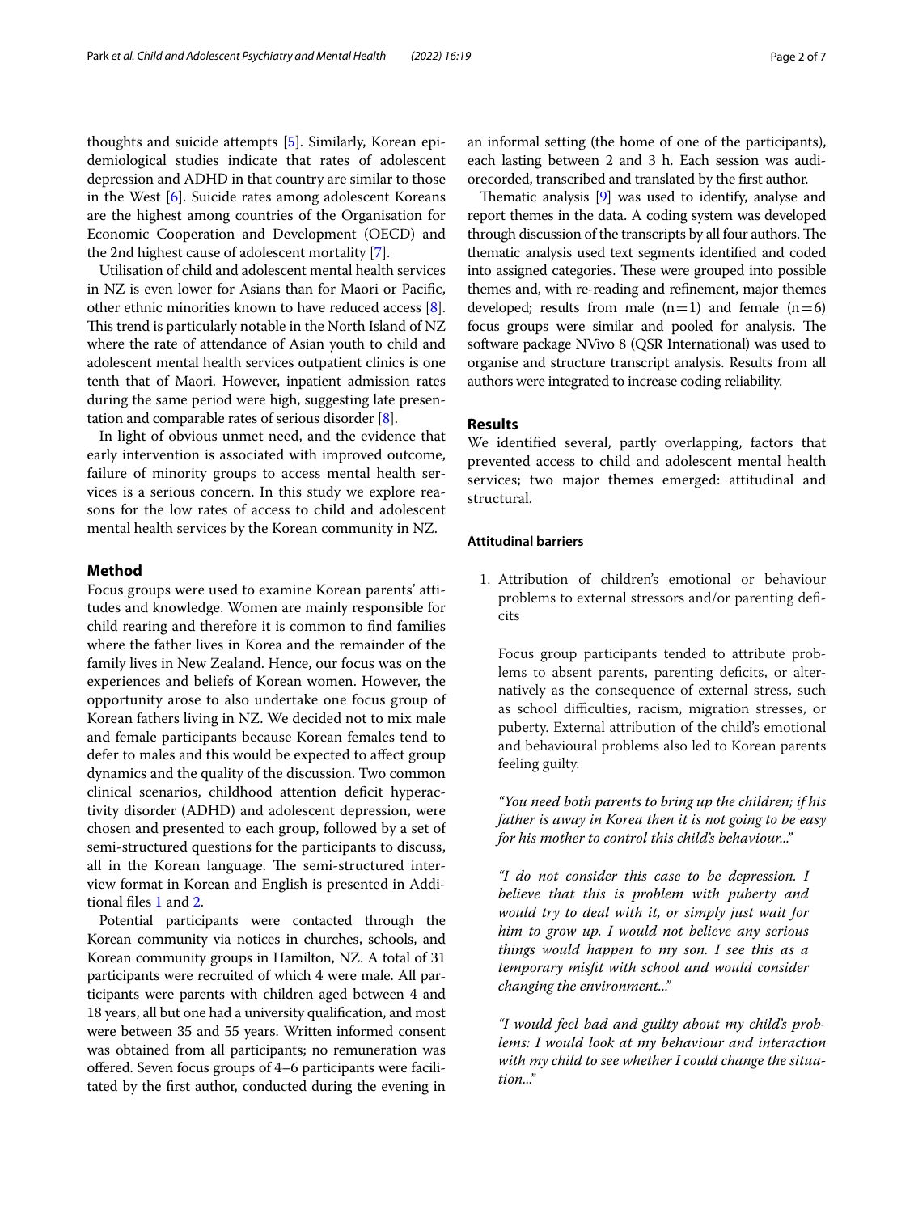thoughts and suicide attempts [5]. Similarly, Korean epidemiological studies indicate that rates of adolescent depression and ADHD in that country are similar to those in the West [6]. Suicide rates among adolescent Koreans are the highest among countries of the Organisation for Economic Cooperation and Development (OECD) and the 2nd highest cause of adolescent mortality [7].

Utilisation of child and adolescent mental health services in NZ is even lower for Asians than for Maori or Pacific, other ethnic minorities known to have reduced access [8]. This trend is particularly notable in the North Island of NZ where the rate of attendance of Asian youth to child and adolescent mental health services outpatient clinics is one tenth that of Maori. However, inpatient admission rates during the same period were high, suggesting late presentation and comparable rates of serious disorder [8].

In light of obvious unmet need, and the evidence that early intervention is associated with improved outcome, failure of minority groups to access mental health services is a serious concern. In this study we explore reasons for the low rates of access to child and adolescent mental health services by the Korean community in NZ.

## Method

Focus groups were used to examine Korean parents' attitudes and knowledge. Women are mainly responsible for child rearing and therefore it is common to find families where the father lives in Korea and the remainder of the family lives in New Zealand. Hence, our focus was on the experiences and beliefs of Korean women. However, the opportunity arose to also undertake one focus group of Korean fathers living in NZ. We decided not to mix male and female participants because Korean females tend to defer to males and this would be expected to affect group dynamics and the quality of the discussion. Two common clinical scenarios, childhood attention deficit hyperactivity disorder (ADHD) and adolescent depression, were chosen and presented to each group, followed by a set of semi-structured questions for the participants to discuss, all in the Korean language. The semi-structured interview format in Korean and English is presented in Additional files 1 and 2.

Potential participants were contacted through the Korean community via notices in churches, schools, and Korean community groups in Hamilton, NZ. A total of 31 participants were recruited of which 4 were male. All participants were parents with children aged between 4 and 18 years, all but one had a university qualification, and most were between 35 and 55 years. Written informed consent was obtained from all participants; no remuneration was offered. Seven focus groups of 4–6 participants were facilitated by the first author, conducted during the evening in an informal setting (the home of one of the participants), each lasting between 2 and 3 h. Each session was audiorecorded, transcribed and translated by the first author.

Thematic analysis [9] was used to identify, analyse and report themes in the data. A coding system was developed through discussion of the transcripts by all four authors. The thematic analysis used text segments identified and coded into assigned categories. These were grouped into possible themes and, with re-reading and refinement, major themes developed; results from male (n = 1) and female (n = 6) focus groups were similar and pooled for analysis. The software package NVivo 8 (QSR International) was used to organise and structure transcript analysis. Results from all authors were integrated to increase coding reliability.

## Results

We identified several, partly overlapping, factors that prevented access to child and adolescent mental health services; two major themes emerged: attitudinal and structural.

### Attitudinal barriers

1. Attribution of children's emotional or behaviour problems to external stressors and/or parenting deficits

   Focus group participants tended to attribute problems to absent parents, parenting deficits, or alternatively as the consequence of external stress, such as school difficulties, racism, migration stresses, or puberty. External attribution of the child's emotional and behavioural problems also led to Korean parents feeling guilty.

   *"You need both parents to bring up the children; if his father is away in Korea then it is not going to be easy for his mother to control this child's behaviour..."*

   *"I do not consider this case to be depression. I believe that this is problem with puberty and would try to deal with it, or simply just wait for him to grow up. I would not believe any serious things would happen to my son. I see this as a temporary misfit with school and would consider changing the environment..."*

   *"I would feel bad and guilty about my child's problems: I would look at my behaviour and interaction with my child to see whether I could change the situation..."*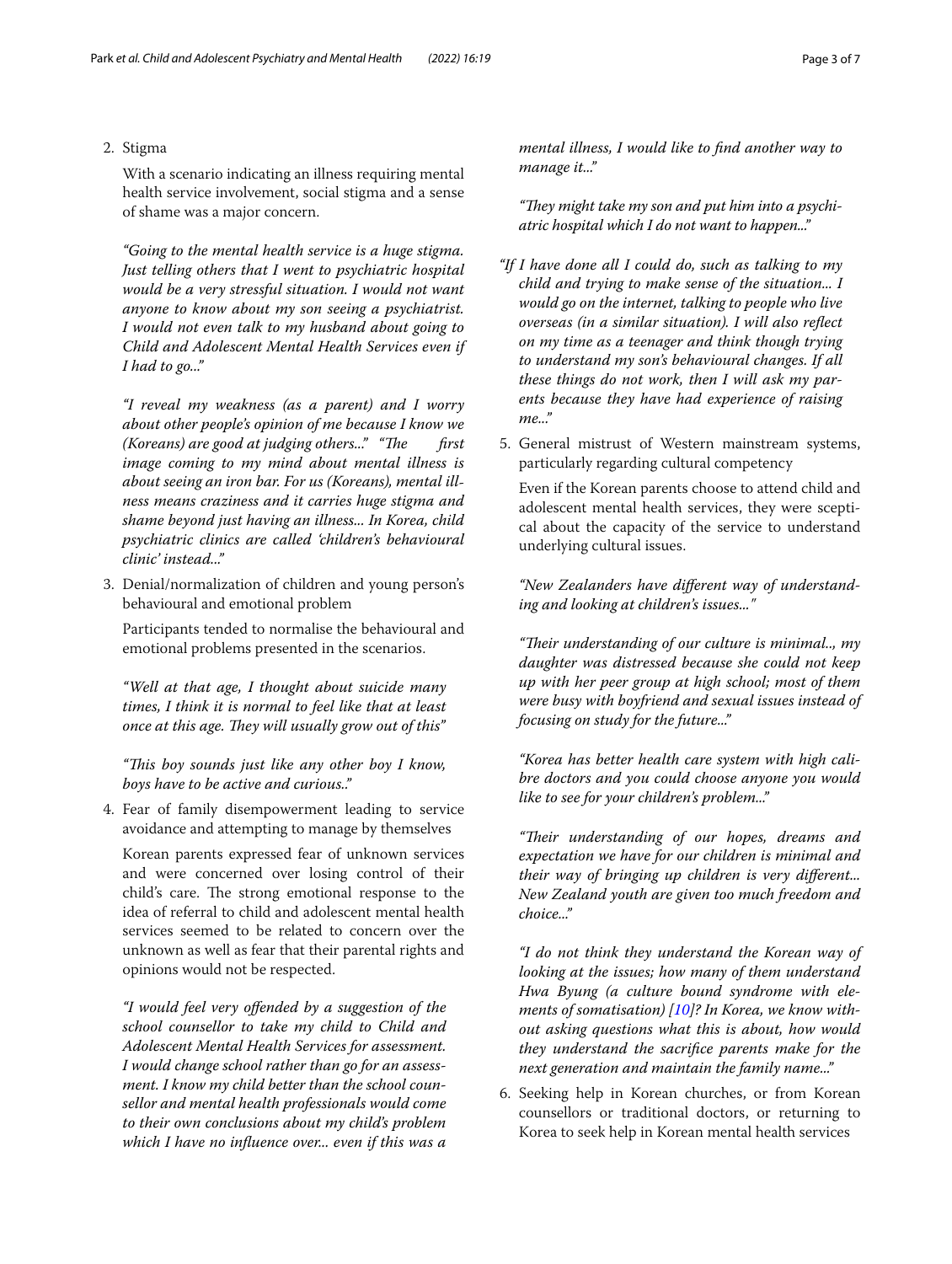2. Stigma

   With a scenario indicating an illness requiring mental health service involvement, social stigma and a sense of shame was a major concern.

   *"Going to the mental health service is a huge stigma. Just telling others that I went to psychiatric hospital would be a very stressful situation. I would not want anyone to know about my son seeing a psychiatrist. I would not even talk to my husband about going to Child and Adolescent Mental Health Services even if I had to go..."*

   *"I reveal my weakness (as a parent) and I worry about other people's opinion of me because I know we (Koreans) are good at judging others..." "The first image coming to my mind about mental illness is about seeing an iron bar. For us (Koreans), mental illness means craziness and it carries huge stigma and shame beyond just having an illness... In Korea, child psychiatric clinics are called 'children's behavioural clinic' instead..."*

3. Denial/normalization of children and young person's behavioural and emotional problem

   Participants tended to normalise the behavioural and emotional problems presented in the scenarios.

   *"Well at that age, I thought about suicide many times, I think it is normal to feel like that at least once at this age. They will usually grow out of this"*

   *"This boy sounds just like any other boy I know, boys have to be active and curious.."*

4. Fear of family disempowerment leading to service avoidance and attempting to manage by themselves

   Korean parents expressed fear of unknown services and were concerned over losing control of their child's care. The strong emotional response to the idea of referral to child and adolescent mental health services seemed to be related to concern over the unknown as well as fear that their parental rights and opinions would not be respected.

   *"I would feel very offended by a suggestion of the school counsellor to take my child to Child and Adolescent Mental Health Services for assessment. I would change school rather than go for an assessment. I know my child better than the school counsellor and mental health professionals would come to their own conclusions about my child's problem which I have no influence over... even if this was a mental illness, I would like to find another way to manage it..."*

   *"They might take my son and put him into a psychiatric hospital which I do not want to happen..."*

   *"If I have done all I could do, such as talking to my child and trying to make sense of the situation... I would go on the internet, talking to people who live overseas (in a similar situation). I will also reflect on my time as a teenager and think though trying to understand my son's behavioural changes. If all these things do not work, then I will ask my parents because they have had experience of raising me..."*

5. General mistrust of Western mainstream systems, particularly regarding cultural competency

   Even if the Korean parents choose to attend child and adolescent mental health services, they were sceptical about the capacity of the service to understand underlying cultural issues.

   *"New Zealanders have different way of understanding and looking at children's issues..."*

   *"Their understanding of our culture is minimal.., my daughter was distressed because she could not keep up with her peer group at high school; most of them were busy with boyfriend and sexual issues instead of focusing on study for the future..."*

   *"Korea has better health care system with high calibre doctors and you could choose anyone you would like to see for your children's problem..."*

   *"Their understanding of our hopes, dreams and expectation we have for our children is minimal and their way of bringing up children is very different... New Zealand youth are given too much freedom and choice..."*

   *"I do not think they understand the Korean way of looking at the issues; how many of them understand Hwa Byung (a culture bound syndrome with elements of somatisation) [10]? In Korea, we know without asking questions what this is about, how would they understand the sacrifice parents make for the next generation and maintain the family name..."*

6. Seeking help in Korean churches, or from Korean counsellors or traditional doctors, or returning to Korea to seek help in Korean mental health services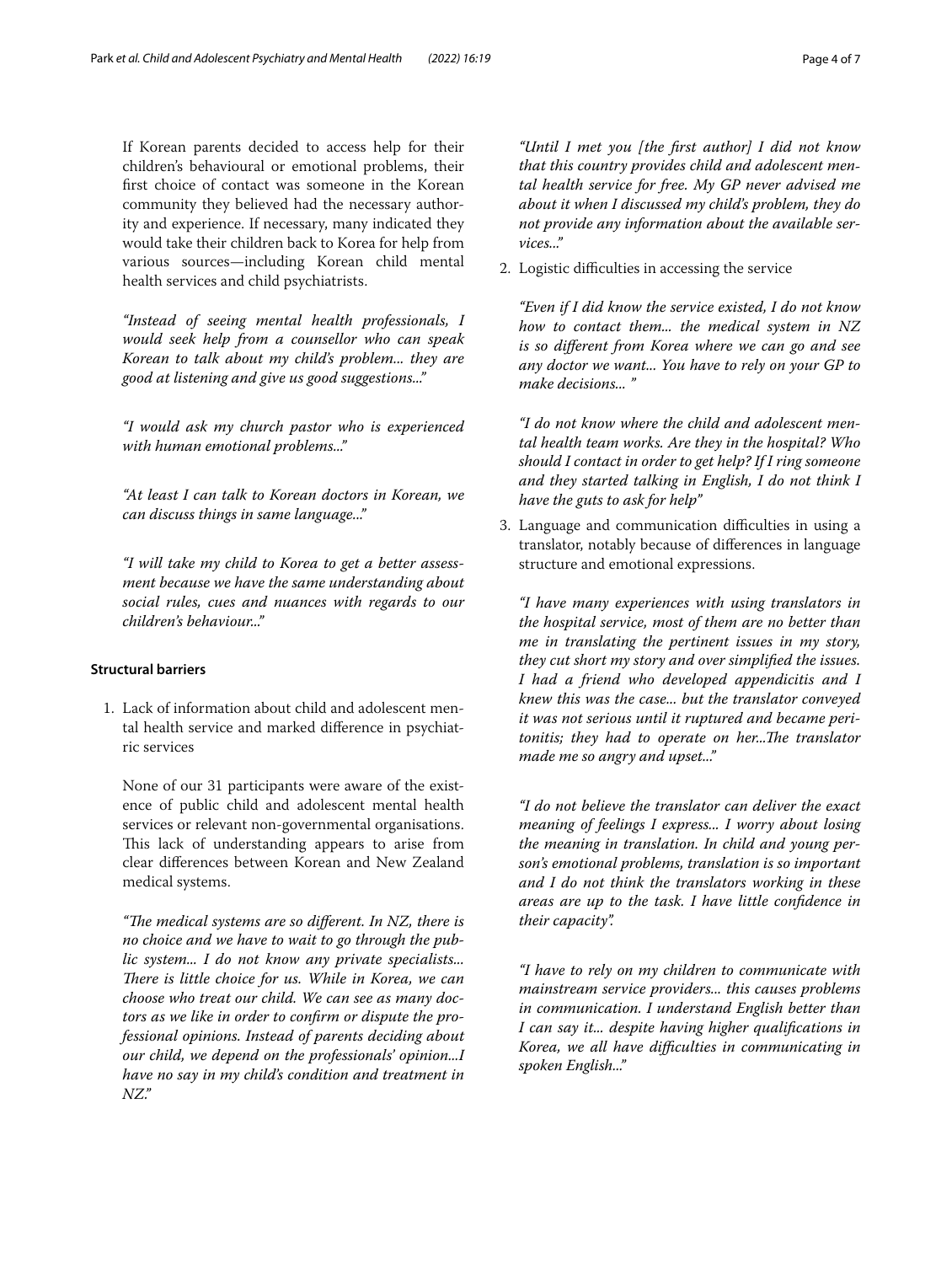If Korean parents decided to access help for their children's behavioural or emotional problems, their first choice of contact was someone in the Korean community they believed had the necessary authority and experience. If necessary, many indicated they would take their children back to Korea for help from various sources—including Korean child mental health services and child psychiatrists.

*"Instead of seeing mental health professionals, I would seek help from a counsellor who can speak Korean to talk about my child's problem... they are good at listening and give us good suggestions..."*

*"I would ask my church pastor who is experienced with human emotional problems..."*

*"At least I can talk to Korean doctors in Korean, we can discuss things in same language..."*

*"I will take my child to Korea to get a better assessment because we have the same understanding about social rules, cues and nuances with regards to our children's behaviour..."*

### Structural barriers

1. Lack of information about child and adolescent mental health service and marked difference in psychiatric services

   None of our 31 participants were aware of the existence of public child and adolescent mental health services or relevant non-governmental organisations. This lack of understanding appears to arise from clear differences between Korean and New Zealand medical systems.

   *"The medical systems are so different. In NZ, there is no choice and we have to wait to go through the public system... I do not know any private specialists... There is little choice for us. While in Korea, we can choose who treat our child. We can see as many doctors as we like in order to confirm or dispute the professional opinions. Instead of parents deciding about our child, we depend on the professionals' opinion...I have no say in my child's condition and treatment in NZ."*

   *"Until I met you [the first author] I did not know that this country provides child and adolescent mental health service for free. My GP never advised me about it when I discussed my child's problem, they do not provide any information about the available services..."*

2. Logistic difficulties in accessing the service

   *"Even if I did know the service existed, I do not know how to contact them... the medical system in NZ is so different from Korea where we can go and see any doctor we want... You have to rely on your GP to make decisions... "*

   *"I do not know where the child and adolescent mental health team works. Are they in the hospital? Who should I contact in order to get help? If I ring someone and they started talking in English, I do not think I have the guts to ask for help"*

3. Language and communication difficulties in using a translator, notably because of differences in language structure and emotional expressions.

   *"I have many experiences with using translators in the hospital service, most of them are no better than me in translating the pertinent issues in my story, they cut short my story and over simplified the issues. I had a friend who developed appendicitis and I knew this was the case... but the translator conveyed it was not serious until it ruptured and became peritonitis; they had to operate on her...The translator made me so angry and upset..."*

   *"I do not believe the translator can deliver the exact meaning of feelings I express... I worry about losing the meaning in translation. In child and young person's emotional problems, translation is so important and I do not think the translators working in these areas are up to the task. I have little confidence in their capacity".*

   *"I have to rely on my children to communicate with mainstream service providers... this causes problems in communication. I understand English better than I can say it... despite having higher qualifications in Korea, we all have difficulties in communicating in spoken English..."*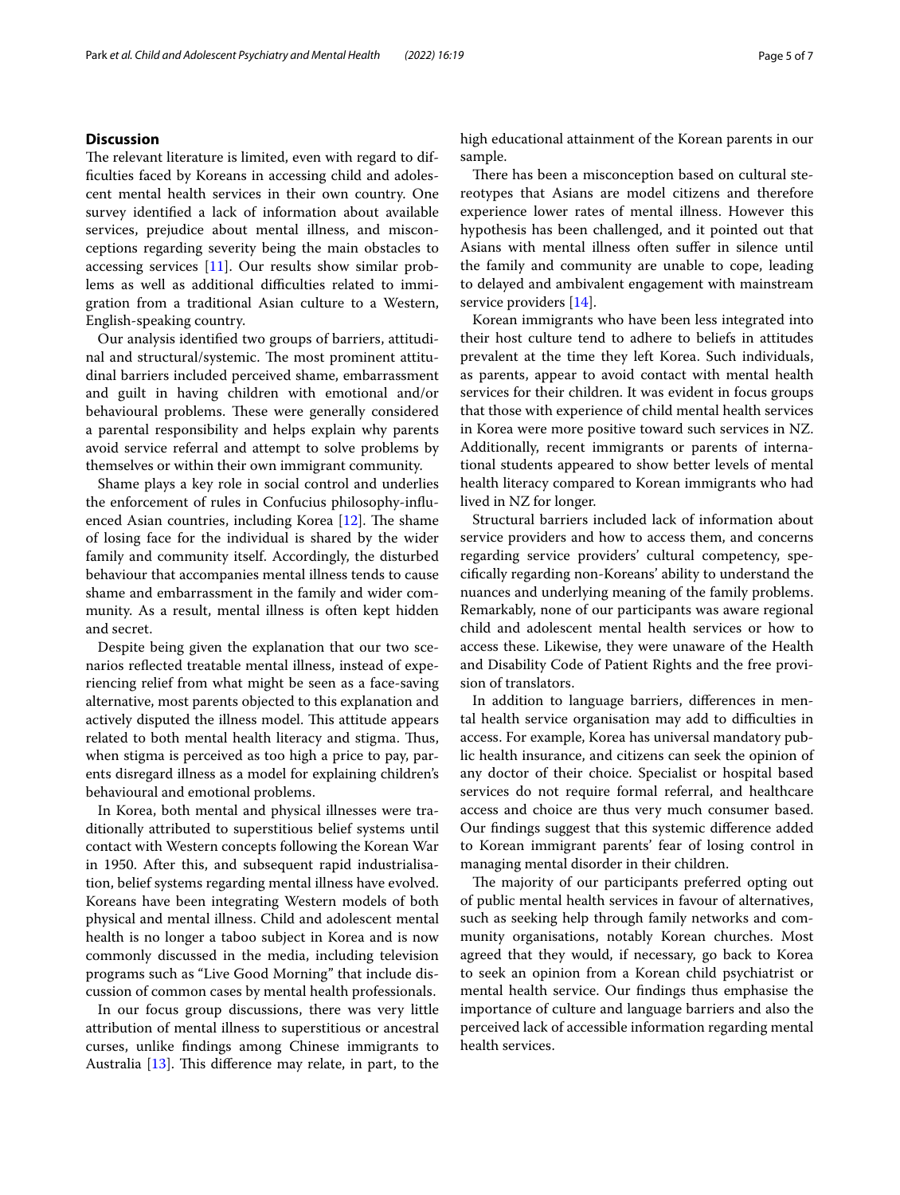## Discussion

The relevant literature is limited, even with regard to difficulties faced by Koreans in accessing child and adolescent mental health services in their own country. One survey identified a lack of information about available services, prejudice about mental illness, and misconceptions regarding severity being the main obstacles to accessing services [11]. Our results show similar problems as well as additional difficulties related to immigration from a traditional Asian culture to a Western, English-speaking country.

Our analysis identified two groups of barriers, attitudinal and structural/systemic. The most prominent attitudinal barriers included perceived shame, embarrassment and guilt in having children with emotional and/or behavioural problems. These were generally considered a parental responsibility and helps explain why parents avoid service referral and attempt to solve problems by themselves or within their own immigrant community.

Shame plays a key role in social control and underlies the enforcement of rules in Confucius philosophy-influenced Asian countries, including Korea [12]. The shame of losing face for the individual is shared by the wider family and community itself. Accordingly, the disturbed behaviour that accompanies mental illness tends to cause shame and embarrassment in the family and wider community. As a result, mental illness is often kept hidden and secret.

Despite being given the explanation that our two scenarios reflected treatable mental illness, instead of experiencing relief from what might be seen as a face-saving alternative, most parents objected to this explanation and actively disputed the illness model. This attitude appears related to both mental health literacy and stigma. Thus, when stigma is perceived as too high a price to pay, parents disregard illness as a model for explaining children's behavioural and emotional problems.

In Korea, both mental and physical illnesses were traditionally attributed to superstitious belief systems until contact with Western concepts following the Korean War in 1950. After this, and subsequent rapid industrialisation, belief systems regarding mental illness have evolved. Koreans have been integrating Western models of both physical and mental illness. Child and adolescent mental health is no longer a taboo subject in Korea and is now commonly discussed in the media, including television programs such as "Live Good Morning" that include discussion of common cases by mental health professionals.

In our focus group discussions, there was very little attribution of mental illness to superstitious or ancestral curses, unlike findings among Chinese immigrants to Australia [13]. This difference may relate, in part, to the high educational attainment of the Korean parents in our sample.

There has been a misconception based on cultural stereotypes that Asians are model citizens and therefore experience lower rates of mental illness. However this hypothesis has been challenged, and it pointed out that Asians with mental illness often suffer in silence until the family and community are unable to cope, leading to delayed and ambivalent engagement with mainstream service providers [14].

Korean immigrants who have been less integrated into their host culture tend to adhere to beliefs in attitudes prevalent at the time they left Korea. Such individuals, as parents, appear to avoid contact with mental health services for their children. It was evident in focus groups that those with experience of child mental health services in Korea were more positive toward such services in NZ. Additionally, recent immigrants or parents of international students appeared to show better levels of mental health literacy compared to Korean immigrants who had lived in NZ for longer.

Structural barriers included lack of information about service providers and how to access them, and concerns regarding service providers' cultural competency, specifically regarding non-Koreans' ability to understand the nuances and underlying meaning of the family problems. Remarkably, none of our participants was aware regional child and adolescent mental health services or how to access these. Likewise, they were unaware of the Health and Disability Code of Patient Rights and the free provision of translators.

In addition to language barriers, differences in mental health service organisation may add to difficulties in access. For example, Korea has universal mandatory public health insurance, and citizens can seek the opinion of any doctor of their choice. Specialist or hospital based services do not require formal referral, and healthcare access and choice are thus very much consumer based. Our findings suggest that this systemic difference added to Korean immigrant parents' fear of losing control in managing mental disorder in their children.

The majority of our participants preferred opting out of public mental health services in favour of alternatives, such as seeking help through family networks and community organisations, notably Korean churches. Most agreed that they would, if necessary, go back to Korea to seek an opinion from a Korean child psychiatrist or mental health service. Our findings thus emphasise the importance of culture and language barriers and also the perceived lack of accessible information regarding mental health services.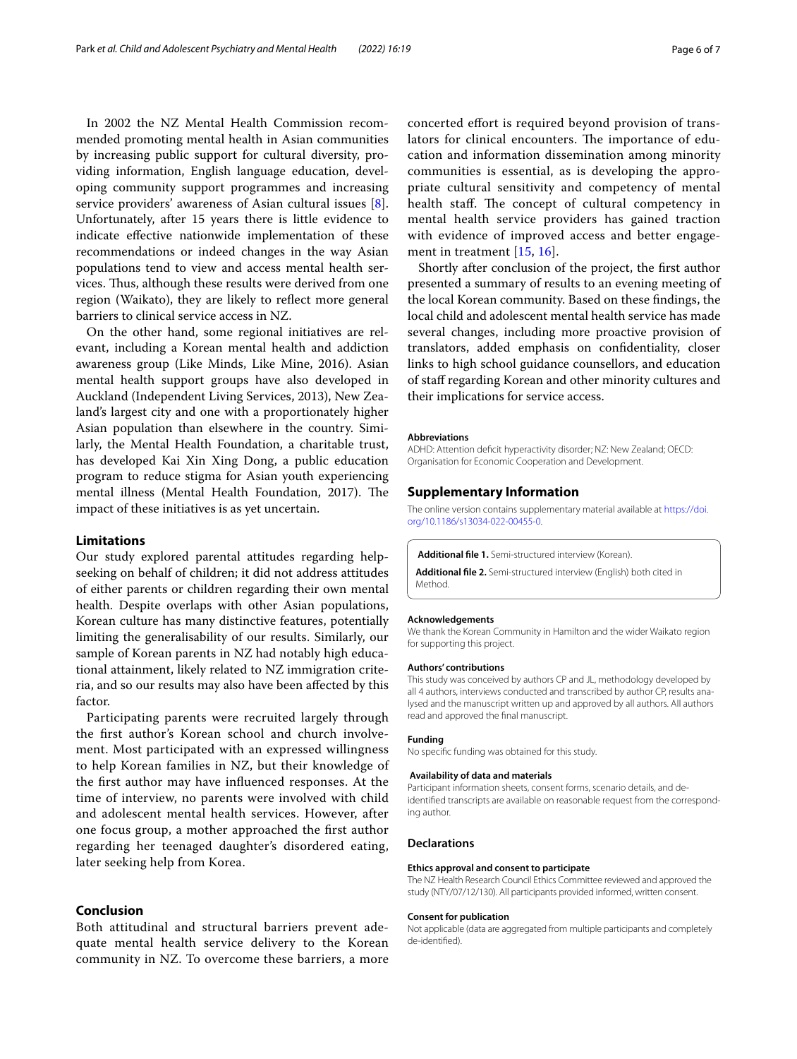In 2002 the NZ Mental Health Commission recommended promoting mental health in Asian communities by increasing public support for cultural diversity, providing information, English language education, developing community support programmes and increasing service providers' awareness of Asian cultural issues [8]. Unfortunately, after 15 years there is little evidence to indicate effective nationwide implementation of these recommendations or indeed changes in the way Asian populations tend to view and access mental health services. Thus, although these results were derived from one region (Waikato), they are likely to reflect more general barriers to clinical service access in NZ.

On the other hand, some regional initiatives are relevant, including a Korean mental health and addiction awareness group (Like Minds, Like Mine, 2016). Asian mental health support groups have also developed in Auckland (Independent Living Services, 2013), New Zealand's largest city and one with a proportionately higher Asian population than elsewhere in the country. Similarly, the Mental Health Foundation, a charitable trust, has developed Kai Xin Xing Dong, a public education program to reduce stigma for Asian youth experiencing mental illness (Mental Health Foundation, 2017). The impact of these initiatives is as yet uncertain.

## Limitations

Our study explored parental attitudes regarding help-seeking on behalf of children; it did not address attitudes of either parents or children regarding their own mental health. Despite overlaps with other Asian populations, Korean culture has many distinctive features, potentially limiting the generalisability of our results. Similarly, our sample of Korean parents in NZ had notably high educational attainment, likely related to NZ immigration criteria, and so our results may also have been affected by this factor.

Participating parents were recruited largely through the first author's Korean school and church involvement. Most participated with an expressed willingness to help Korean families in NZ, but their knowledge of the first author may have influenced responses. At the time of interview, no parents were involved with child and adolescent mental health services. However, after one focus group, a mother approached the first author regarding her teenaged daughter's disordered eating, later seeking help from Korea.

## Conclusion

Both attitudinal and structural barriers prevent adequate mental health service delivery to the Korean community in NZ. To overcome these barriers, a more concerted effort is required beyond provision of translators for clinical encounters. The importance of education and information dissemination among minority communities is essential, as is developing the appropriate cultural sensitivity and competency of mental health staff. The concept of cultural competency in mental health service providers has gained traction with evidence of improved access and better engagement in treatment [15, 16].

Shortly after conclusion of the project, the first author presented a summary of results to an evening meeting of the local Korean community. Based on these findings, the local child and adolescent mental health service has made several changes, including more proactive provision of translators, added emphasis on confidentiality, closer links to high school guidance counsellors, and education of staff regarding Korean and other minority cultures and their implications for service access.

#### Abbreviations

ADHD: Attention deficit hyperactivity disorder; NZ: New Zealand; OECD: Organisation for Economic Cooperation and Development.

## Supplementary Information

The online version contains supplementary material available at https://doi.org/10.1186/s13034-022-00455-0.

**Additional file 1.** Semi-structured interview (Korean).

**Additional file 2.** Semi-structured interview (English) both cited in Method.

#### Acknowledgements

We thank the Korean Community in Hamilton and the wider Waikato region for supporting this project.

#### Authors' contributions

This study was conceived by authors CP and JL, methodology developed by all 4 authors, interviews conducted and transcribed by author CP, results analysed and the manuscript written up and approved by all authors. All authors read and approved the final manuscript.

#### Funding

No specific funding was obtained for this study.

#### Availability of data and materials

Participant information sheets, consent forms, scenario details, and de-identified transcripts are available on reasonable request from the corresponding author.

### Declarations

#### Ethics approval and consent to participate

The NZ Health Research Council Ethics Committee reviewed and approved the study (NTY/07/12/130). All participants provided informed, written consent.

#### Consent for publication

Not applicable (data are aggregated from multiple participants and completely de-identified).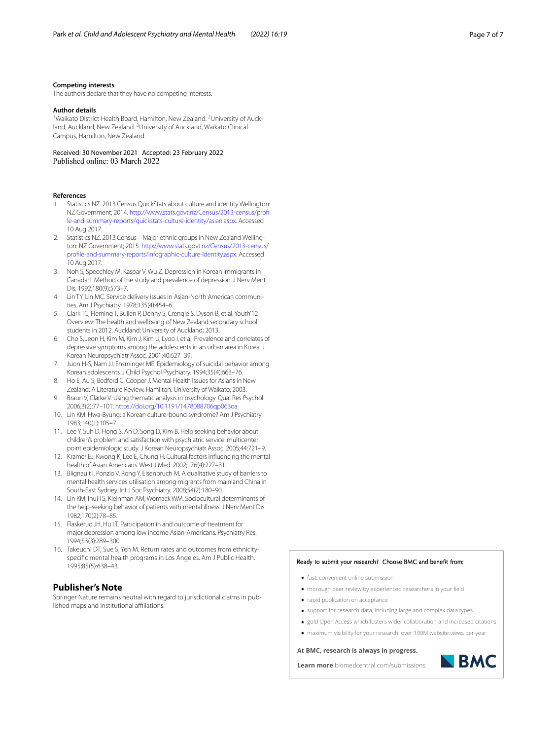### Competing interests

The authors declare that they have no competing interests.

### Author details

[1]Waikato District Health Board, Hamilton, New Zealand. [2]University of Auckland, Auckland, New Zealand. [3]University of Auckland, Waikato Clinical Campus, Hamilton, New Zealand.

Received: 30 November 2021 Accepted: 23 February 2022
Published online: 03 March 2022

### References

1. Statistics NZ. 2013 Census QuickStats about culture and identity Wellington: NZ Government; 2014. http://www.stats.govt.nz/Census/2013-census/profile-and-summary-reports/quickstats-culture-identity/asian.aspx. Accessed 10 Aug 2017.
2. Statistics NZ. 2013 Census – Major ethnic groups in New Zealand Wellington: NZ Government; 2015. http://www.stats.govt.nz/Census/2013-census/profile-and-summary-reports/infographic-culture-identity.aspx. Accessed 10 Aug 2017.
3. Noh S, Speechley M, Kaspar V, Wu Z. Depression in Korean immigrants in Canada: I. Method of the study and prevalence of depression. J Nerv Ment Dis. 1992;180(9):573–7.
4. Lin TY, Lin MC. Service delivery issues in Asian-North American communities. Am J Psychiatry. 1978;135(4):454–6.
5. Clark TC, Fleming T, Bullen P, Denny S, Crengle S, Dyson B, et al. Youth'12 Overview: The health and wellbeing of New Zealand secondary school students in 2012. Auckland: University of Auckland; 2013.
6. Cho S, Jeon H, Kim M, Kim J, Kim U, Lyoo I, et al. Prevalence and correlates of depressive symptoms among the adolescents in an urban area in Korea. J Korean Neuropsychiatr Assoc. 2001;40:627–39.
7. Juon H-S, Nam JJ, Ensminger ME. Epidemiology of suicidal behavior among Korean adolescents. J Child Psychol Psychiatry. 1994;35(4):663–76.
8. Ho E, Au S, Bedford C, Cooper J. Mental Health Issues for Asians in New Zealand: A Literature Review. Hamilton: University of Waikato; 2003.
9. Braun V, Clarke V. Using thematic analysis in psychology. Qual Res Psychol 2006;3(2):77–101. https://doi.org/10.1191/1478088706qp063oa
10. Lin KM. Hwa-Byung: a Korean culture-bound syndrome? Am J Psychiatry. 1983;140(1):105–7.
11. Lee Y, Suh D, Hong S, An D, Song D, Kim B. Help seeking behavior about children's problem and satisfaction with psychiatric service: multicenter point epidemiologic study. J Korean Neuropsychiatr Assoc. 2005;44:721–9.
12. Kramer EJ, Kwong K, Lee E, Chung H. Cultural factors influencing the mental health of Asian Americans. West J Med. 2002;176(4):227–31.
13. Blignault I, Ponzio V, Rong Y, Eisenbruch M. A qualitative study of barriers to mental health services utilisation among migrants from mainland China in South-East Sydney. Int J Soc Psychiatry. 2008;54(2):180–90.
14. Lin KM, Inui TS, Kleinman AM, Womack WM. Sociocultural determinants of the help-seeking behavior of patients with mental illness. J Nerv Ment Dis. 1982;170(2):78–85.
15. Flaskerud JH, Hu LT. Participation in and outcome of treatment for major depression among low income Asian-Americans. Psychiatry Res. 1994;53(3):289–300.
16. Takeuchi DT, Sue S, Yeh M. Return rates and outcomes from ethnicity-specific mental health programs in Los Angeles. Am J Public Health. 1995;85(5):638–43.

## Publisher's Note

Springer Nature remains neutral with regard to jurisdictional claims in published maps and institutional affiliations.

Ready to submit your research? Choose BMC and benefit from:

- fast, convenient online submission
- thorough peer review by experienced researchers in your field
- rapid publication on acceptance
- support for research data, including large and complex data types
- gold Open Access which fosters wider collaboration and increased citations
- maximum visibility for your research: over 100M website views per year

**At BMC, research is always in progress.**

**Learn more** biomedcentral.com/submissions

BMC